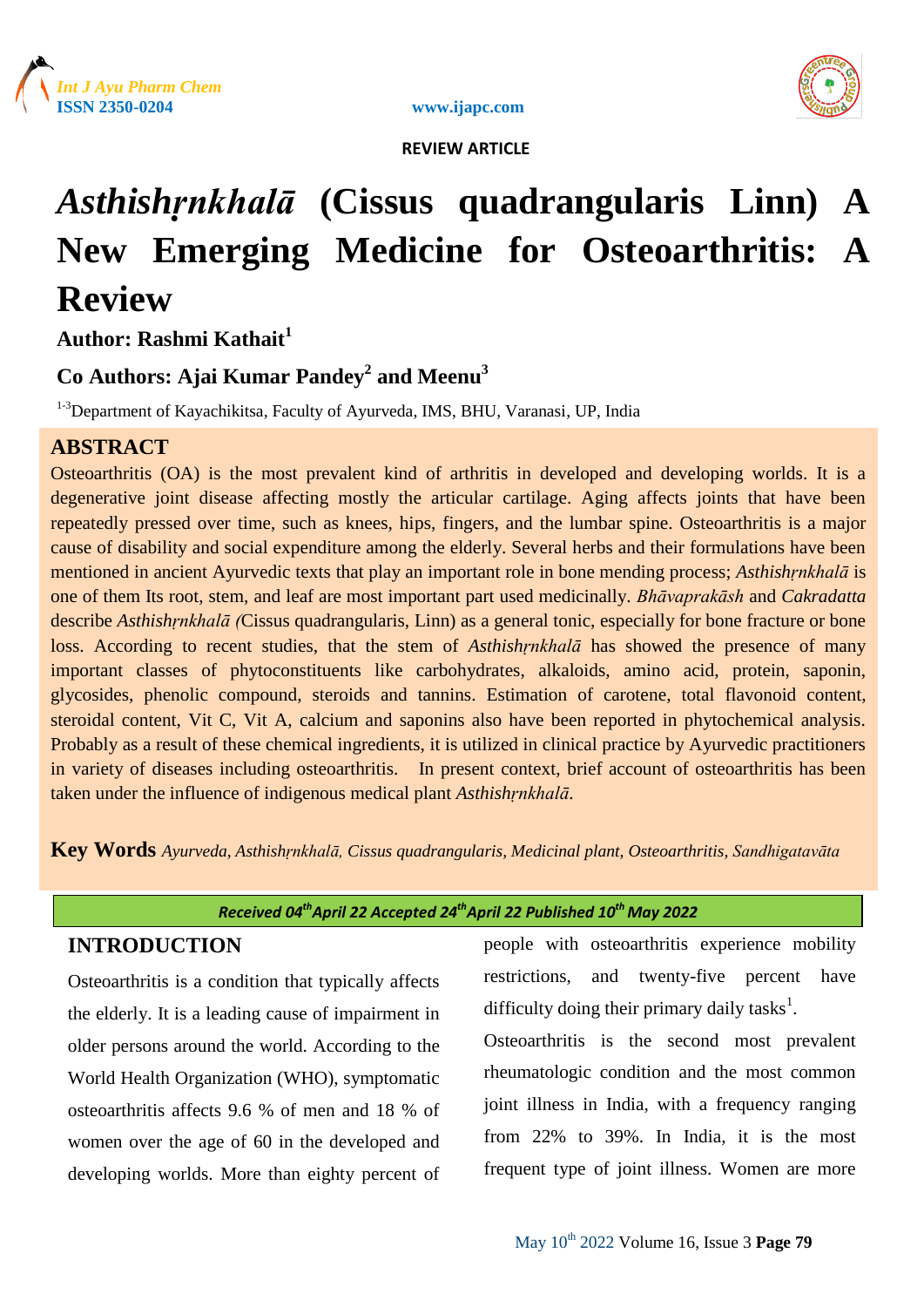REVIEW ARTICLE

# *Asthishṛnkhalā* (Cissus quadrangularis Linn) A New Emerging Medicine for Osteoarthritis: A Review

**Author: Rashmi Kathait[1]**

**Co Authors: Ajai Kumar Pandey[2] and Meenu[3]**

[1-3]Department of Kayachikitsa, Faculty of Ayurveda, IMS, BHU, Varanasi, UP, India

## ABSTRACT

Osteoarthritis (OA) is the most prevalent kind of arthritis in developed and developing worlds. It is a degenerative joint disease affecting mostly the articular cartilage. Aging affects joints that have been repeatedly pressed over time, such as knees, hips, fingers, and the lumbar spine. Osteoarthritis is a major cause of disability and social expenditure among the elderly. Several herbs and their formulations have been mentioned in ancient Ayurvedic texts that play an important role in bone mending process; *Asthishṛnkhalā* is one of them Its root, stem, and leaf are most important part used medicinally. *Bhāvaprakāsh* and *Cakradatta* describe *Asthishṛnkhalā (*Cissus quadrangularis, Linn) as a general tonic, especially for bone fracture or bone loss. According to recent studies, that the stem of *Asthishṛnkhalā* has showed the presence of many important classes of phytoconstituents like carbohydrates, alkaloids, amino acid, protein, saponin, glycosides, phenolic compound, steroids and tannins. Estimation of carotene, total flavonoid content, steroidal content, Vit C, Vit A, calcium and saponins also have been reported in phytochemical analysis. Probably as a result of these chemical ingredients, it is utilized in clinical practice by Ayurvedic practitioners in variety of diseases including osteoarthritis. In present context, brief account of osteoarthritis has been taken under the influence of indigenous medical plant *Asthishṛnkhalā*.

**Key Words** *Ayurveda, Asthishṛnkhalā, Cissus quadrangularis, Medicinal plant, Osteoarthritis, Sandhigatavāta*

*Received 04th April 22 Accepted 24th April 22 Published 10th May 2022*

## INTRODUCTION

Osteoarthritis is a condition that typically affects the elderly. It is a leading cause of impairment in older persons around the world. According to the World Health Organization (WHO), symptomatic osteoarthritis affects 9.6 % of men and 18 % of women over the age of 60 in the developed and developing worlds. More than eighty percent of people with osteoarthritis experience mobility restrictions, and twenty-five percent have difficulty doing their primary daily tasks[1].

Osteoarthritis is the second most prevalent rheumatologic condition and the most common joint illness in India, with a frequency ranging from 22% to 39%. In India, it is the most frequent type of joint illness. Women are more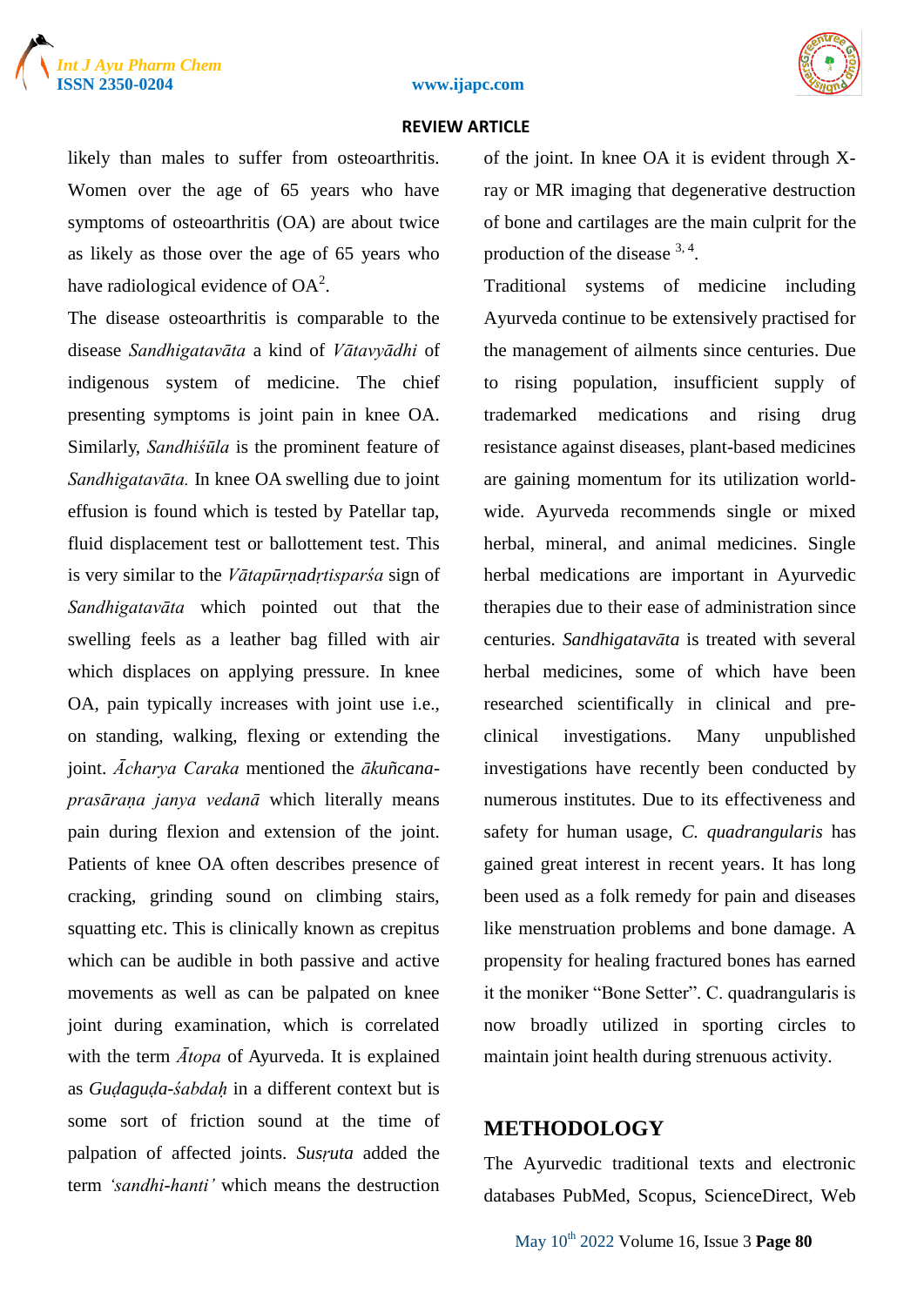likely than males to suffer from osteoarthritis. Women over the age of 65 years who have symptoms of osteoarthritis (OA) are about twice as likely as those over the age of 65 years who have radiological evidence of OA[2].

The disease osteoarthritis is comparable to the disease *Sandhigatavāta* a kind of *Vātavyādhi* of indigenous system of medicine. The chief presenting symptoms is joint pain in knee OA. Similarly, *Sandhiśūla* is the prominent feature of *Sandhigatavāta.* In knee OA swelling due to joint effusion is found which is tested by Patellar tap, fluid displacement test or ballottement test. This is very similar to the *Vātapūrṇadṛtisparśa* sign of *Sandhigatavāta* which pointed out that the swelling feels as a leather bag filled with air which displaces on applying pressure. In knee OA, pain typically increases with joint use i.e., on standing, walking, flexing or extending the joint. *Ācharya Caraka* mentioned the *ākuñcana-prasāraṇa janya vedanā* which literally means pain during flexion and extension of the joint. Patients of knee OA often describes presence of cracking, grinding sound on climbing stairs, squatting etc. This is clinically known as crepitus which can be audible in both passive and active movements as well as can be palpated on knee joint during examination, which is correlated with the term *Ātopa* of Ayurveda. It is explained as *Guḍaguḍa-śabdaḥ* in a different context but is some sort of friction sound at the time of palpation of affected joints. *Susṛuta* added the term *'sandhi-hanti'* which means the destruction of the joint. In knee OA it is evident through X-ray or MR imaging that degenerative destruction of bone and cartilages are the main culprit for the production of the disease [3, 4].

Traditional systems of medicine including Ayurveda continue to be extensively practised for the management of ailments since centuries. Due to rising population, insufficient supply of trademarked medications and rising drug resistance against diseases, plant-based medicines are gaining momentum for its utilization world-wide. Ayurveda recommends single or mixed herbal, mineral, and animal medicines. Single herbal medications are important in Ayurvedic therapies due to their ease of administration since centuries. *Sandhigatavāta* is treated with several herbal medicines, some of which have been researched scientifically in clinical and pre-clinical investigations. Many unpublished investigations have recently been conducted by numerous institutes. Due to its effectiveness and safety for human usage, *C. quadrangularis* has gained great interest in recent years. It has long been used as a folk remedy for pain and diseases like menstruation problems and bone damage. A propensity for healing fractured bones has earned it the moniker "Bone Setter". C. quadrangularis is now broadly utilized in sporting circles to maintain joint health during strenuous activity.

## METHODOLOGY

The Ayurvedic traditional texts and electronic databases PubMed, Scopus, ScienceDirect, Web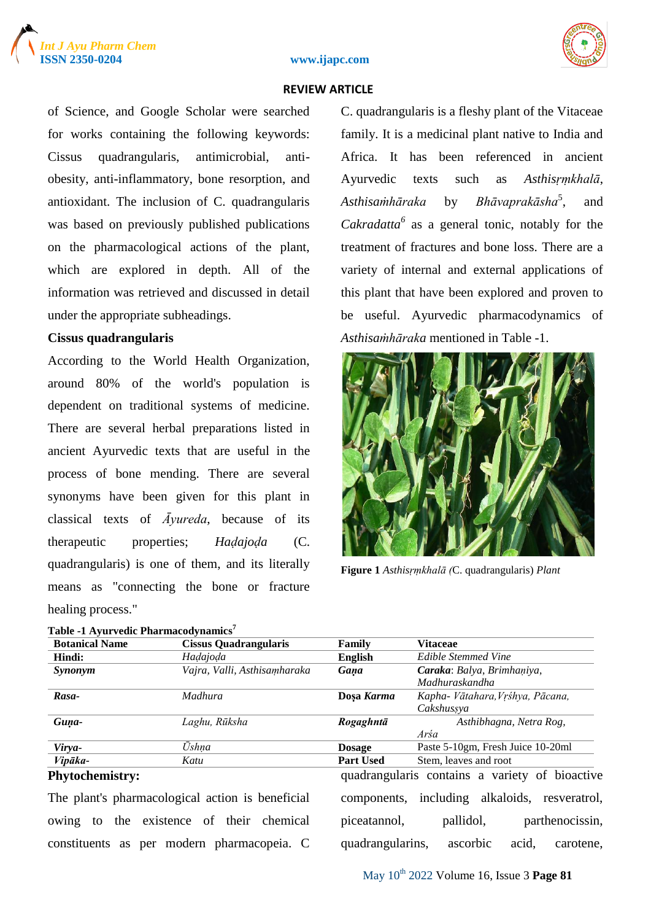of Science, and Google Scholar were searched for works containing the following keywords: Cissus quadrangularis, antimicrobial, anti-obesity, anti-inflammatory, bone resorption, and antioxidant. The inclusion of C. quadrangularis was based on previously published publications on the pharmacological actions of the plant, which are explored in depth. All of the information was retrieved and discussed in detail under the appropriate subheadings.

**Cissus quadrangularis**

According to the World Health Organization, around 80% of the world's population is dependent on traditional systems of medicine. There are several herbal preparations listed in ancient Ayurvedic texts that are useful in the process of bone mending. There are several synonyms have been given for this plant in classical texts of *Āyureda*, because of its therapeutic properties; *Haḍajoḍa* (C. quadrangularis) is one of them, and its literally means as "connecting the bone or fracture healing process."

C. quadrangularis is a fleshy plant of the Vitaceae family. It is a medicinal plant native to India and Africa. It has been referenced in ancient Ayurvedic texts such as *Asthisṛṃkhalā*, *Asthisaṁhāraka* by *Bhāvaprakāsha*[5], and *Cakradatta*[6] as a general tonic, notably for the treatment of fractures and bone loss. There are a variety of internal and external applications of this plant that have been explored and proven to be useful. Ayurvedic pharmacodynamics of *Asthisaṁhāraka* mentioned in Table -1.

**Figure 1** *Asthisṛṃkhalā (*C. quadrangularis) *Plant*

**Table -1 Ayurvedic Pharmacodynamics[7]**

| **Botanical Name** | **Cissus Quadrangularis** | **Family** | **Vitaceae** |
|---|---|---|---|
| **Hindi:** | *Haḍajoḍa* | **English** | *Edible Stemmed Vine* |
| ***Synonym*** | *Vajra, Valli, Asthisaṃharaka* | ***Gaṇa*** | ***Caraka***: *Balya, Brimhaṇiya, Madhuraskandha* |
| ***Rasa-*** | *Madhura* | **Doṣa *Karma*** | *Kapha- Vātahara,Vṛśhya, Pācana, Cakshusṣya* |
| ***Guṇa-*** | *Laghu, Rūksha* | ***Rogaghntā*** | *Asthibhagna, Netra Rog, Arśa* |
| ***Virya-*** | *Ūshṇa* | **Dosage** | Paste 5-10gm, Fresh Juice 10-20ml |
| ***Vipāka-*** | *Katu* | **Part Used** | Stem, leaves and root |

**Phytochemistry:**

The plant's pharmacological action is beneficial owing to the existence of their chemical constituents as per modern pharmacopeia. C quadrangularis contains a variety of bioactive components, including alkaloids, resveratrol, piceatannol, pallidol, parthenocissin, quadrangularins, ascorbic acid, carotene,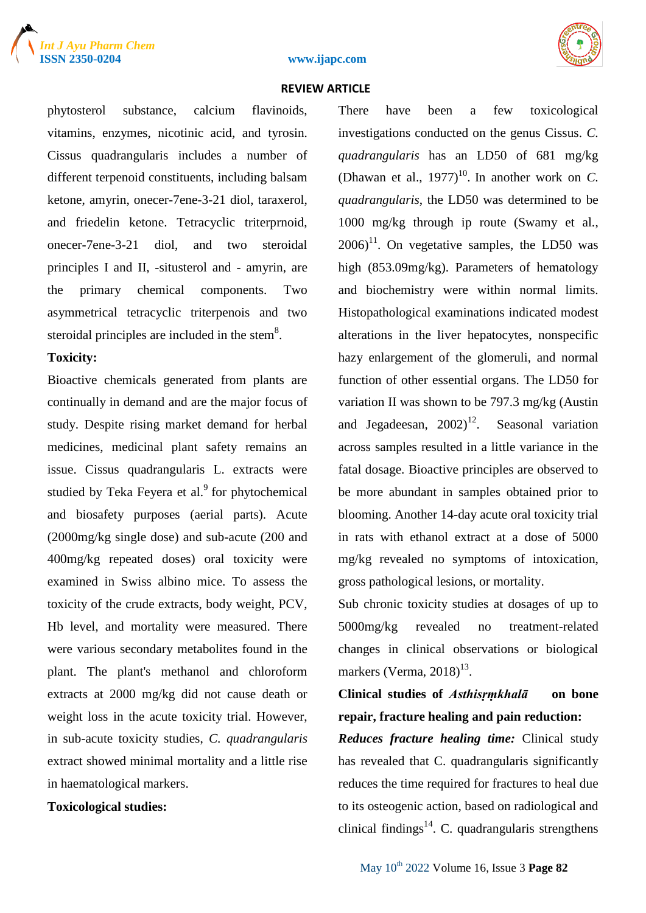phytosterol substance, calcium flavinoids, vitamins, enzymes, nicotinic acid, and tyrosin. Cissus quadrangularis includes a number of different terpenoid constituents, including balsam ketone, amyrin, onecer-7ene-3-21 diol, taraxerol, and friedelin ketone. Tetracyclic triterprnoid, onecer-7ene-3-21 diol, and two steroidal principles I and II, -situsterol and - amyrin, are the primary chemical components. Two asymmetrical tetracyclic triterpenois and two steroidal principles are included in the stem[8].

**Toxicity:**

Bioactive chemicals generated from plants are continually in demand and are the major focus of study. Despite rising market demand for herbal medicines, medicinal plant safety remains an issue. Cissus quadrangularis L. extracts were studied by Teka Feyera et al.[9] for phytochemical and biosafety purposes (aerial parts). Acute (2000mg/kg single dose) and sub-acute (200 and 400mg/kg repeated doses) oral toxicity were examined in Swiss albino mice. To assess the toxicity of the crude extracts, body weight, PCV, Hb level, and mortality were measured. There were various secondary metabolites found in the plant. The plant's methanol and chloroform extracts at 2000 mg/kg did not cause death or weight loss in the acute toxicity trial. However, in sub-acute toxicity studies, *C. quadrangularis* extract showed minimal mortality and a little rise in haematological markers.

**Toxicological studies:**

There have been a few toxicological investigations conducted on the genus Cissus. *C. quadrangularis* has an LD50 of 681 mg/kg (Dhawan et al., 1977)[10]. In another work on *C. quadrangularis*, the LD50 was determined to be 1000 mg/kg through ip route (Swamy et al., 2006)[11]. On vegetative samples, the LD50 was high (853.09mg/kg). Parameters of hematology and biochemistry were within normal limits. Histopathological examinations indicated modest alterations in the liver hepatocytes, nonspecific hazy enlargement of the glomeruli, and normal function of other essential organs. The LD50 for variation II was shown to be 797.3 mg/kg (Austin and Jegadeesan, 2002)[12]. Seasonal variation across samples resulted in a little variance in the fatal dosage. Bioactive principles are observed to be more abundant in samples obtained prior to blooming. Another 14-day acute oral toxicity trial in rats with ethanol extract at a dose of 5000 mg/kg revealed no symptoms of intoxication, gross pathological lesions, or mortality.

Sub chronic toxicity studies at dosages of up to 5000mg/kg revealed no treatment-related changes in clinical observations or biological markers (Verma, 2018)[13].

**Clinical studies of *Asthisṛṃkhalā* on bone repair, fracture healing and pain reduction:**

***Reduces fracture healing time:*** Clinical study has revealed that C. quadrangularis significantly reduces the time required for fractures to heal due to its osteogenic action, based on radiological and clinical findings[14]. C. quadrangularis strengthens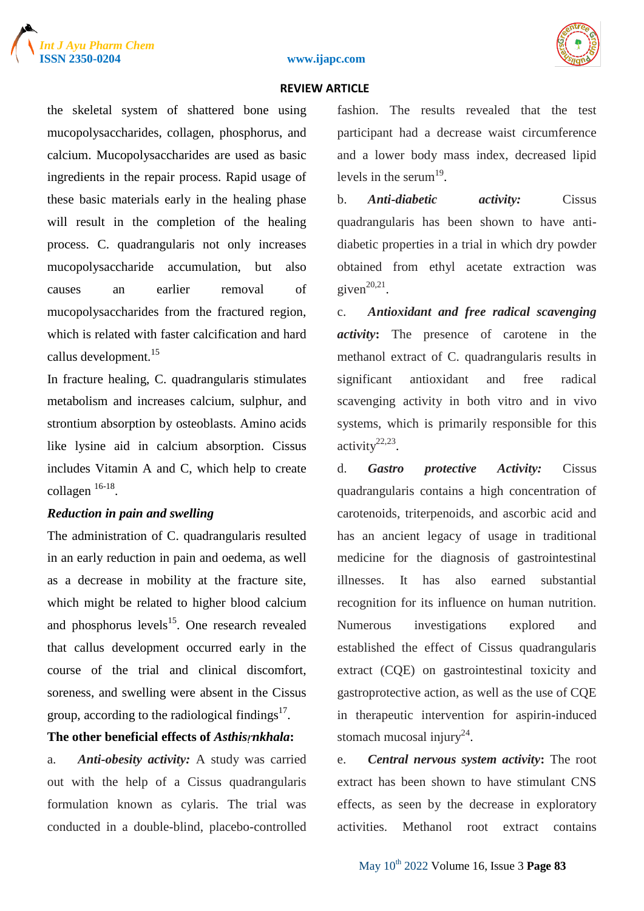the skeletal system of shattered bone using mucopolysaccharides, collagen, phosphorus, and calcium. Mucopolysaccharides are used as basic ingredients in the repair process. Rapid usage of these basic materials early in the healing phase will result in the completion of the healing process. C. quadrangularis not only increases mucopolysaccharide accumulation, but also causes an earlier removal of mucopolysaccharides from the fractured region, which is related with faster calcification and hard callus development.[15]

In fracture healing, C. quadrangularis stimulates metabolism and increases calcium, sulphur, and strontium absorption by osteoblasts. Amino acids like lysine aid in calcium absorption. Cissus includes Vitamin A and C, which help to create collagen [16-18].

***Reduction in pain and swelling***

The administration of C. quadrangularis resulted in an early reduction in pain and oedema, as well as a decrease in mobility at the fracture site, which might be related to higher blood calcium and phosphorus levels[15]. One research revealed that callus development occurred early in the course of the trial and clinical discomfort, soreness, and swelling were absent in the Cissus group, according to the radiological findings[17].

**The other beneficial effects of *Asthisṛnkhala*:**

a. ***Anti-obesity activity:*** A study was carried out with the help of a Cissus quadrangularis formulation known as cylaris. The trial was conducted in a double-blind, placebo-controlled fashion. The results revealed that the test participant had a decrease waist circumference and a lower body mass index, decreased lipid levels in the serum[19].

b. ***Anti-diabetic activity:*** Cissus quadrangularis has been shown to have anti-diabetic properties in a trial in which dry powder obtained from ethyl acetate extraction was given[20,21].

c. ***Antioxidant and free radical scavenging activity*:** The presence of carotene in the methanol extract of C. quadrangularis results in significant antioxidant and free radical scavenging activity in both vitro and in vivo systems, which is primarily responsible for this activity[22,23].

d. ***Gastro protective Activity:*** Cissus quadrangularis contains a high concentration of carotenoids, triterpenoids, and ascorbic acid and has an ancient legacy of usage in traditional medicine for the diagnosis of gastrointestinal illnesses. It has also earned substantial recognition for its influence on human nutrition. Numerous investigations explored and established the effect of Cissus quadrangularis extract (CQE) on gastrointestinal toxicity and gastroprotective action, as well as the use of CQE in therapeutic intervention for aspirin-induced stomach mucosal injury[24].

e. ***Central nervous system activity*:** The root extract has been shown to have stimulant CNS effects, as seen by the decrease in exploratory activities. Methanol root extract contains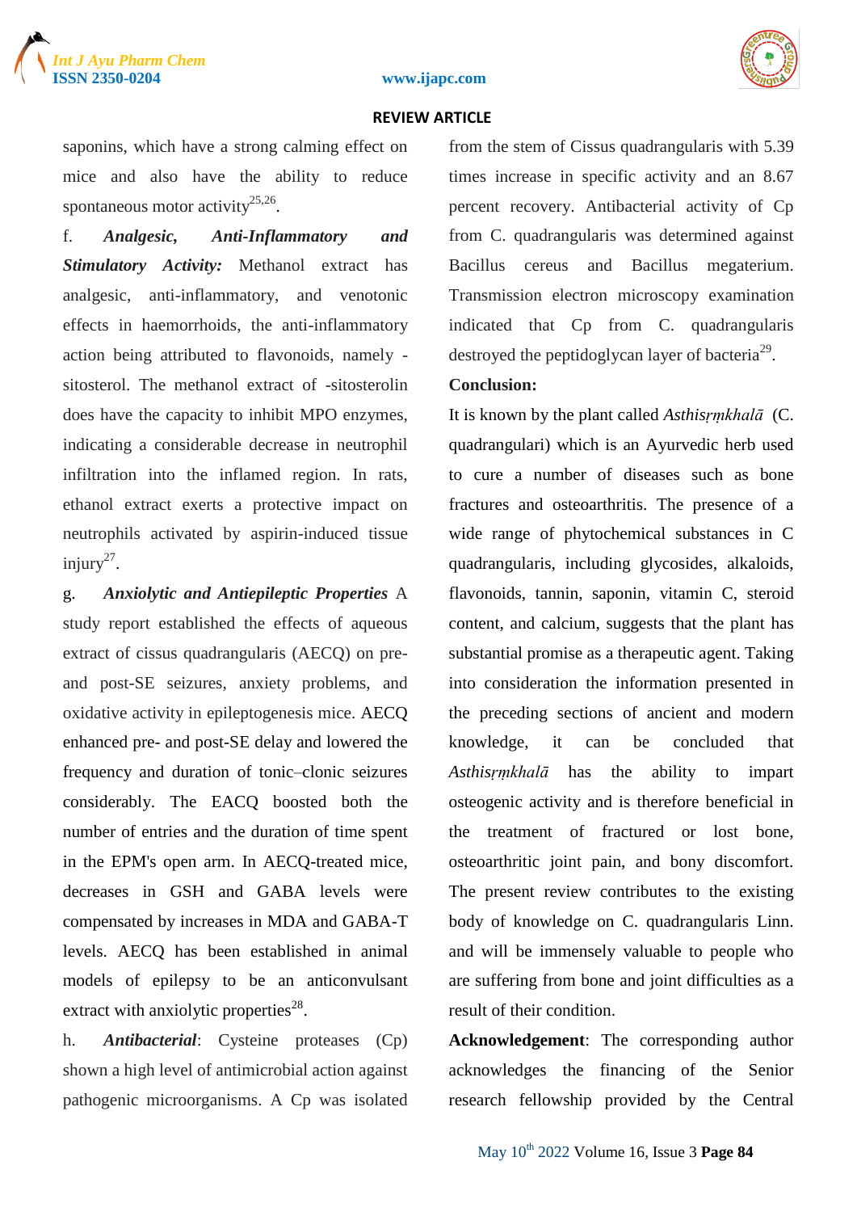saponins, which have a strong calming effect on mice and also have the ability to reduce spontaneous motor activity[25,26].

f. ***Analgesic, Anti-Inflammatory and Stimulatory Activity:*** Methanol extract has analgesic, anti-inflammatory, and venotonic effects in haemorrhoids, the anti-inflammatory action being attributed to flavonoids, namely -sitosterol. The methanol extract of -sitosterolin does have the capacity to inhibit MPO enzymes, indicating a considerable decrease in neutrophil infiltration into the inflamed region. In rats, ethanol extract exerts a protective impact on neutrophils activated by aspirin-induced tissue injury[27].

g. ***Anxiolytic and Antiepileptic Properties*** A study report established the effects of aqueous extract of cissus quadrangularis (AECQ) on pre- and post-SE seizures, anxiety problems, and oxidative activity in epileptogenesis mice. AECQ enhanced pre- and post-SE delay and lowered the frequency and duration of tonic–clonic seizures considerably. The EACQ boosted both the number of entries and the duration of time spent in the EPM's open arm. In AECQ-treated mice, decreases in GSH and GABA levels were compensated by increases in MDA and GABA-T levels. AECQ has been established in animal models of epilepsy to be an anticonvulsant extract with anxiolytic properties[28].

h. ***Antibacterial***: Cysteine proteases (Cp) shown a high level of antimicrobial action against pathogenic microorganisms. A Cp was isolated from the stem of Cissus quadrangularis with 5.39 times increase in specific activity and an 8.67 percent recovery. Antibacterial activity of Cp from C. quadrangularis was determined against Bacillus cereus and Bacillus megaterium. Transmission electron microscopy examination indicated that Cp from C. quadrangularis destroyed the peptidoglycan layer of bacteria[29].

**Conclusion:**

It is known by the plant called *Asthisṛṃkhalā* (C. quadrangulari) which is an Ayurvedic herb used to cure a number of diseases such as bone fractures and osteoarthritis. The presence of a wide range of phytochemical substances in C quadrangularis, including glycosides, alkaloids, flavonoids, tannin, saponin, vitamin C, steroid content, and calcium, suggests that the plant has substantial promise as a therapeutic agent. Taking into consideration the information presented in the preceding sections of ancient and modern knowledge, it can be concluded that *Asthisṛṃkhalā* has the ability to impart osteogenic activity and is therefore beneficial in the treatment of fractured or lost bone, osteoarthritic joint pain, and bony discomfort. The present review contributes to the existing body of knowledge on C. quadrangularis Linn. and will be immensely valuable to people who are suffering from bone and joint difficulties as a result of their condition.

**Acknowledgement**: The corresponding author acknowledges the financing of the Senior research fellowship provided by the Central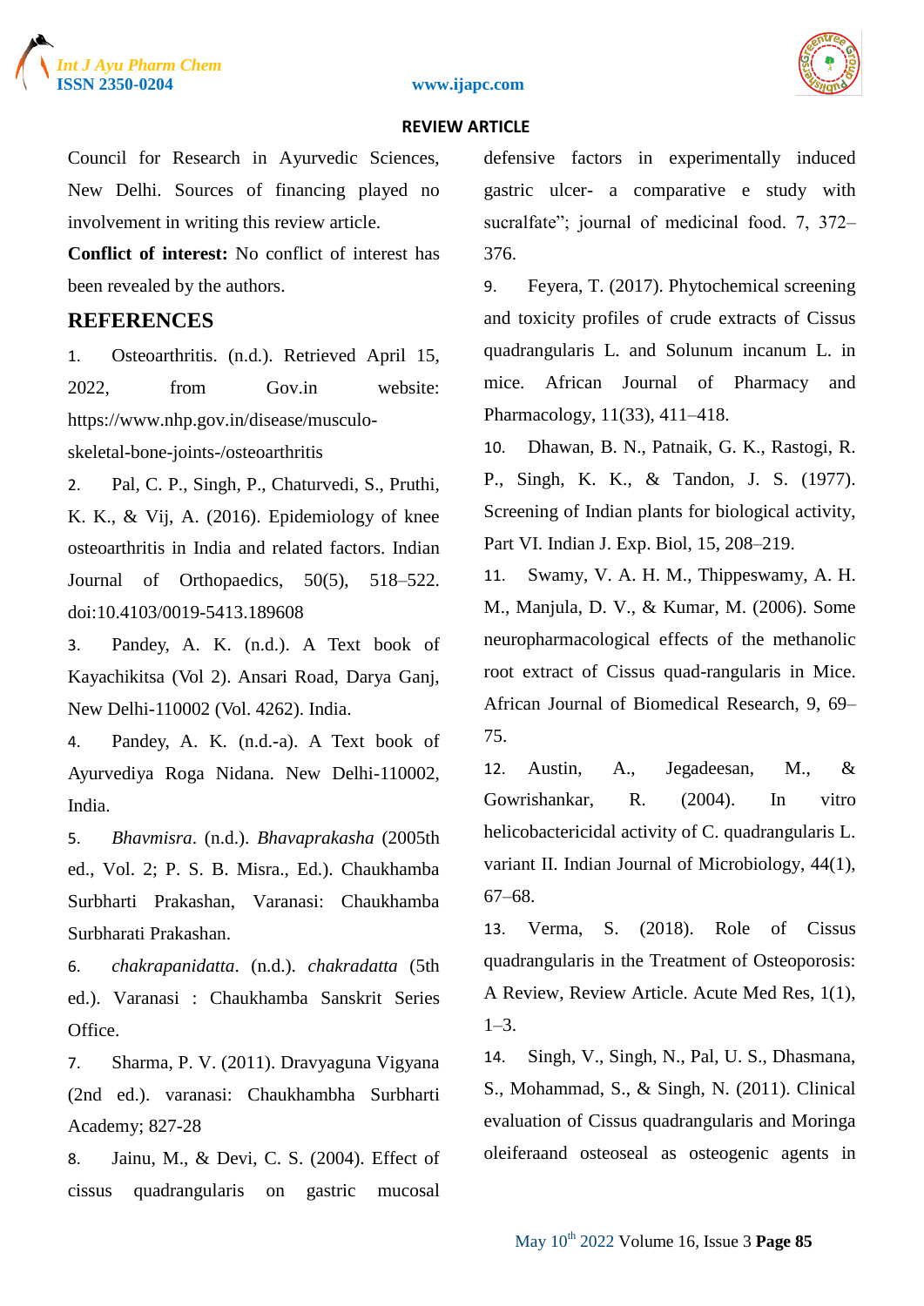Council for Research in Ayurvedic Sciences, New Delhi. Sources of financing played no involvement in writing this review article.

**Conflict of interest:** No conflict of interest has been revealed by the authors.

## REFERENCES

1. Osteoarthritis. (n.d.). Retrieved April 15, 2022, from Gov.in website: https://www.nhp.gov.in/disease/musculo-skeletal-bone-joints-/osteoarthritis
2. Pal, C. P., Singh, P., Chaturvedi, S., Pruthi, K. K., & Vij, A. (2016). Epidemiology of knee osteoarthritis in India and related factors. Indian Journal of Orthopaedics, 50(5), 518–522. doi:10.4103/0019-5413.189608
3. Pandey, A. K. (n.d.). A Text book of Kayachikitsa (Vol 2). Ansari Road, Darya Ganj, New Delhi-110002 (Vol. 4262). India.
4. Pandey, A. K. (n.d.-a). A Text book of Ayurvediya Roga Nidana. New Delhi-110002, India.
5. *Bhavmisra*. (n.d.). *Bhavaprakasha* (2005th ed., Vol. 2; P. S. B. Misra., Ed.). Chaukhamba Surbharti Prakashan, Varanasi: Chaukhamba Surbharati Prakashan.
6. *chakrapanidatta*. (n.d.). *chakradatta* (5th ed.). Varanasi : Chaukhamba Sanskrit Series Office.
7. Sharma, P. V. (2011). Dravyaguna Vigyana (2nd ed.). varanasi: Chaukhambha Surbharti Academy; 827-28
8. Jainu, M., & Devi, C. S. (2004). Effect of cissus quadrangularis on gastric mucosal defensive factors in experimentally induced gastric ulcer- a comparative e study with sucralfate"; journal of medicinal food. 7, 372–376.
9. Feyera, T. (2017). Phytochemical screening and toxicity profiles of crude extracts of Cissus quadrangularis L. and Solunum incanum L. in mice. African Journal of Pharmacy and Pharmacology, 11(33), 411–418.
10. Dhawan, B. N., Patnaik, G. K., Rastogi, R. P., Singh, K. K., & Tandon, J. S. (1977). Screening of Indian plants for biological activity, Part VI. Indian J. Exp. Biol, 15, 208–219.
11. Swamy, V. A. H. M., Thippeswamy, A. H. M., Manjula, D. V., & Kumar, M. (2006). Some neuropharmacological effects of the methanolic root extract of Cissus quad-rangularis in Mice. African Journal of Biomedical Research, 9, 69–75.
12. Austin, A., Jegadeesan, M., & Gowrishankar, R. (2004). In vitro helicobactericidal activity of C. quadrangularis L. variant II. Indian Journal of Microbiology, 44(1), 67–68.
13. Verma, S. (2018). Role of Cissus quadrangularis in the Treatment of Osteoporosis: A Review, Review Article. Acute Med Res, 1(1), 1–3.
14. Singh, V., Singh, N., Pal, U. S., Dhasmana, S., Mohammad, S., & Singh, N. (2011). Clinical evaluation of Cissus quadrangularis and Moringa oleiferaand osteoseal as osteogenic agents in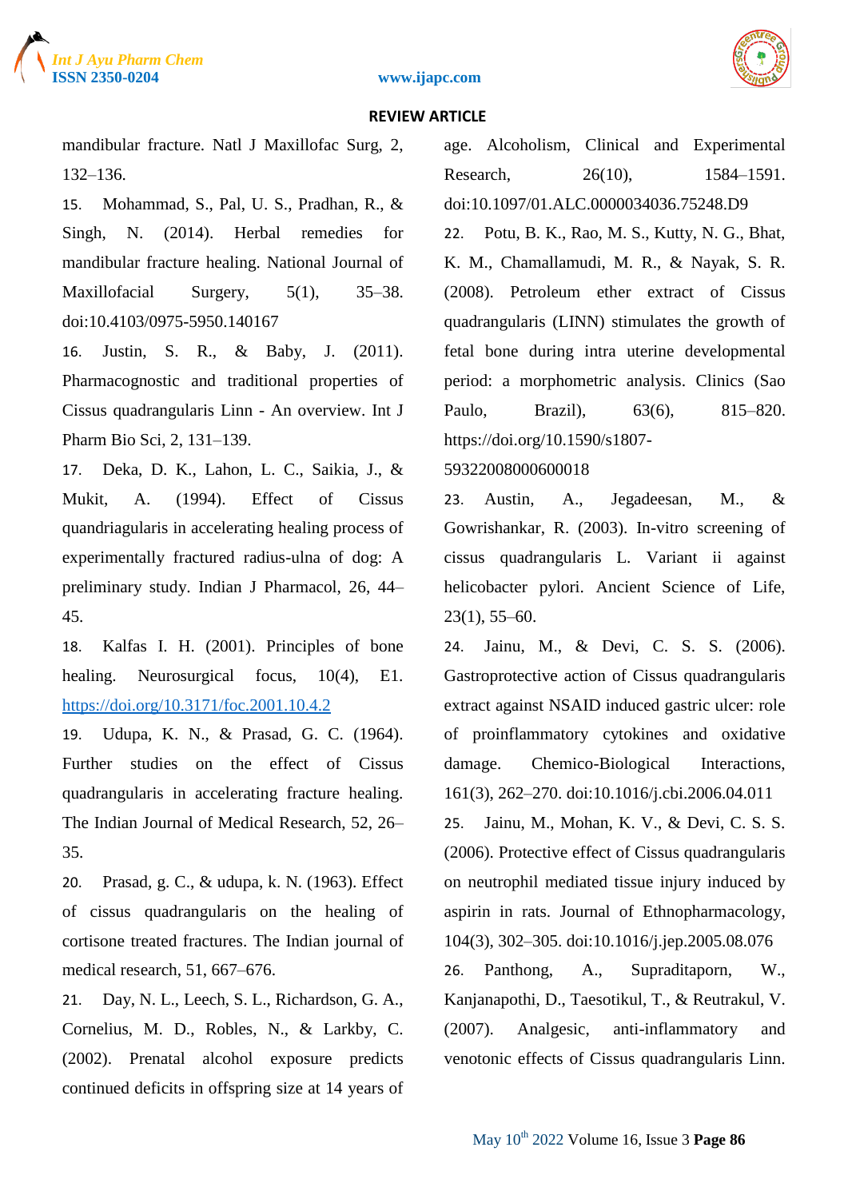mandibular fracture. Natl J Maxillofac Surg, 2, 132–136.

15. Mohammad, S., Pal, U. S., Pradhan, R., & Singh, N. (2014). Herbal remedies for mandibular fracture healing. National Journal of Maxillofacial Surgery, 5(1), 35–38. doi:10.4103/0975-5950.140167

16. Justin, S. R., & Baby, J. (2011). Pharmacognostic and traditional properties of Cissus quadrangularis Linn - An overview. Int J Pharm Bio Sci, 2, 131–139.

17. Deka, D. K., Lahon, L. C., Saikia, J., & Mukit, A. (1994). Effect of Cissus quandriagularis in accelerating healing process of experimentally fractured radius-ulna of dog: A preliminary study. Indian J Pharmacol, 26, 44–45.

18. Kalfas I. H. (2001). Principles of bone healing. Neurosurgical focus, 10(4), E1. https://doi.org/10.3171/foc.2001.10.4.2

19. Udupa, K. N., & Prasad, G. C. (1964). Further studies on the effect of Cissus quadrangularis in accelerating fracture healing. The Indian Journal of Medical Research, 52, 26–35.

20. Prasad, g. C., & udupa, k. N. (1963). Effect of cissus quadrangularis on the healing of cortisone treated fractures. The Indian journal of medical research, 51, 667–676.

21. Day, N. L., Leech, S. L., Richardson, G. A., Cornelius, M. D., Robles, N., & Larkby, C. (2002). Prenatal alcohol exposure predicts continued deficits in offspring size at 14 years of age. Alcoholism, Clinical and Experimental Research, 26(10), 1584–1591. doi:10.1097/01.ALC.0000034036.75248.D9

22. Potu, B. K., Rao, M. S., Kutty, N. G., Bhat, K. M., Chamallamudi, M. R., & Nayak, S. R. (2008). Petroleum ether extract of Cissus quadrangularis (LINN) stimulates the growth of fetal bone during intra uterine developmental period: a morphometric analysis. Clinics (Sao Paulo, Brazil), 63(6), 815–820. https://doi.org/10.1590/s1807-59322008000600018

23. Austin, A., Jegadeesan, M., & Gowrishankar, R. (2003). In-vitro screening of cissus quadrangularis L. Variant ii against helicobacter pylori. Ancient Science of Life, 23(1), 55–60.

24. Jainu, M., & Devi, C. S. S. (2006). Gastroprotective action of Cissus quadrangularis extract against NSAID induced gastric ulcer: role of proinflammatory cytokines and oxidative damage. Chemico-Biological Interactions, 161(3), 262–270. doi:10.1016/j.cbi.2006.04.011

25. Jainu, M., Mohan, K. V., & Devi, C. S. S. (2006). Protective effect of Cissus quadrangularis on neutrophil mediated tissue injury induced by aspirin in rats. Journal of Ethnopharmacology, 104(3), 302–305. doi:10.1016/j.jep.2005.08.076

26. Panthong, A., Supraditaporn, W., Kanjanapothi, D., Taesotikul, T., & Reutrakul, V. (2007). Analgesic, anti-inflammatory and venotonic effects of Cissus quadrangularis Linn.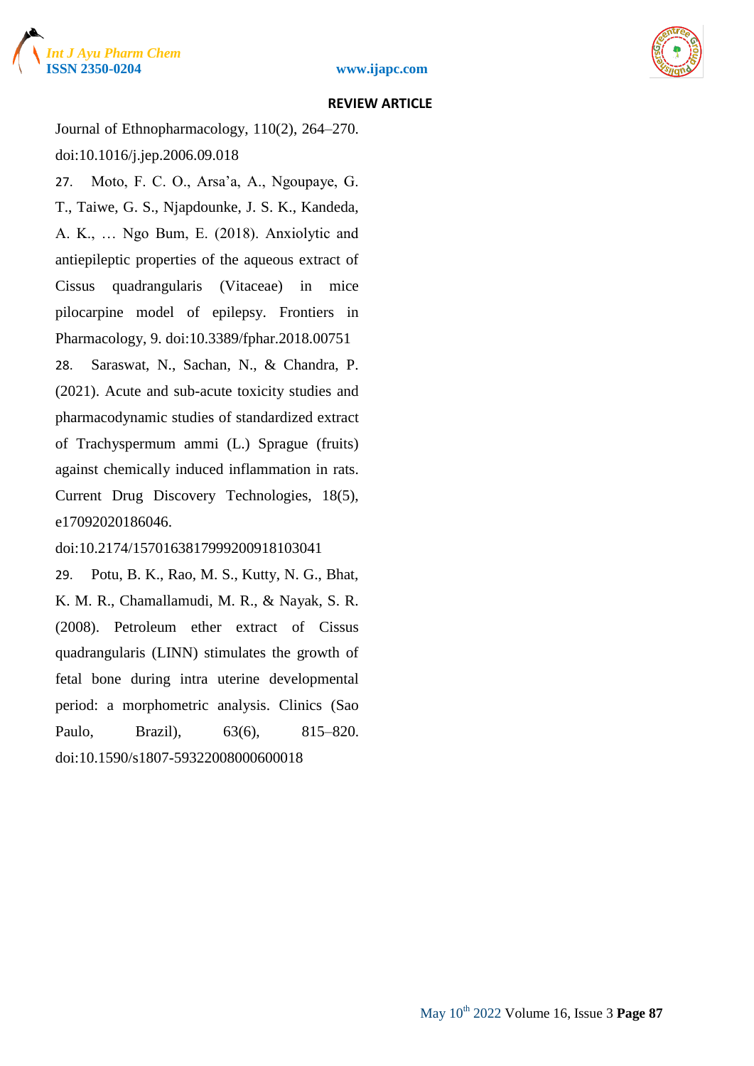Journal of Ethnopharmacology, 110(2), 264–270. doi:10.1016/j.jep.2006.09.018

27. Moto, F. C. O., Arsa'a, A., Ngoupaye, G. T., Taiwe, G. S., Njapdounke, J. S. K., Kandeda, A. K., … Ngo Bum, E. (2018). Anxiolytic and antiepileptic properties of the aqueous extract of Cissus quadrangularis (Vitaceae) in mice pilocarpine model of epilepsy. Frontiers in Pharmacology, 9. doi:10.3389/fphar.2018.00751

28. Saraswat, N., Sachan, N., & Chandra, P. (2021). Acute and sub-acute toxicity studies and pharmacodynamic studies of standardized extract of Trachyspermum ammi (L.) Sprague (fruits) against chemically induced inflammation in rats. Current Drug Discovery Technologies, 18(5), e17092020186046. doi:10.2174/1570163817999200918103041

29. Potu, B. K., Rao, M. S., Kutty, N. G., Bhat, K. M. R., Chamallamudi, M. R., & Nayak, S. R. (2008). Petroleum ether extract of Cissus quadrangularis (LINN) stimulates the growth of fetal bone during intra uterine developmental period: a morphometric analysis. Clinics (Sao Paulo, Brazil), 63(6), 815–820. doi:10.1590/s1807-59322008000600018